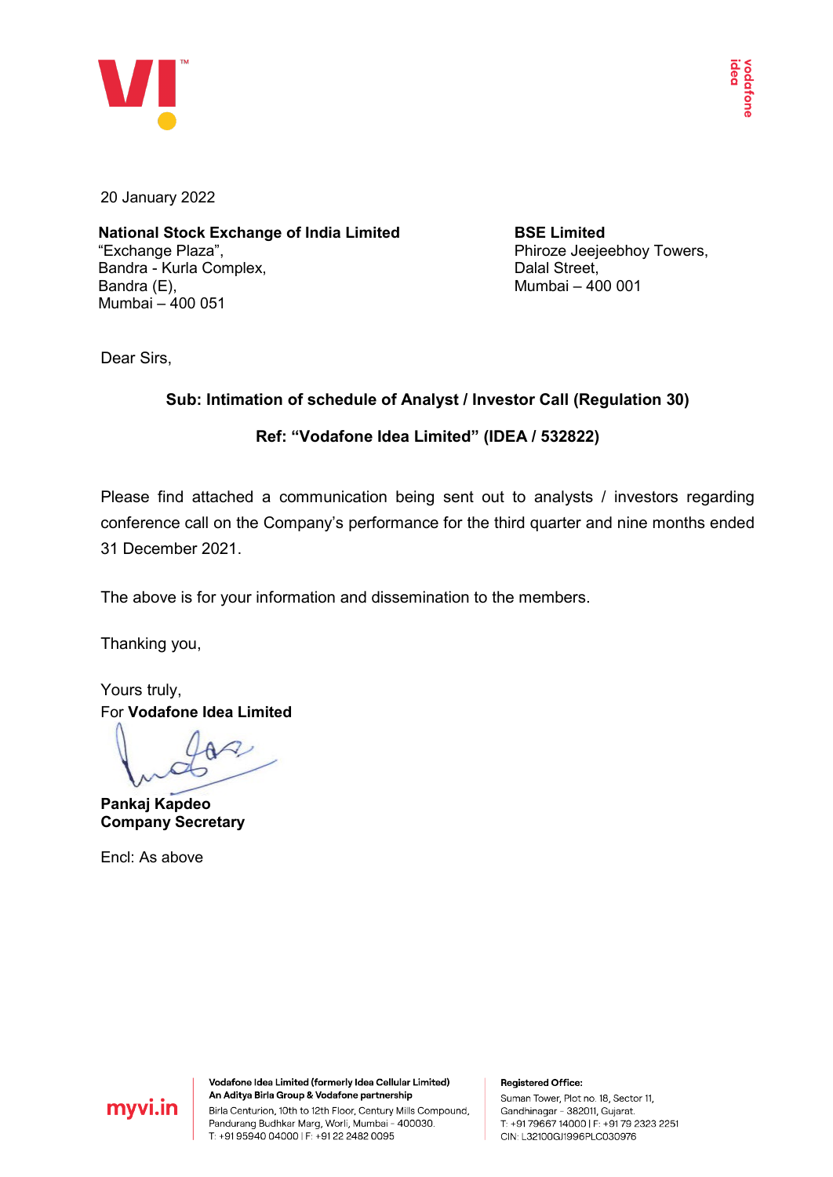20 January 2022

**National Stock Exchange of India Limited**
"Exchange Plaza",
Bandra - Kurla Complex,
Bandra (E),
Mumbai – 400 051

**BSE Limited**
Phiroze Jeejeebhoy Towers,
Dalal Street,
Mumbai – 400 001

Dear Sirs,

**Sub: Intimation of schedule of Analyst / Investor Call (Regulation 30)**

**Ref: "Vodafone Idea Limited" (IDEA / 532822)**

Please find attached a communication being sent out to analysts / investors regarding conference call on the Company's performance for the third quarter and nine months ended 31 December 2021.

The above is for your information and dissemination to the members.

Thanking you,

Yours truly,
For **Vodafone Idea Limited**

**Pankaj Kapdeo**
**Company Secretary**

Encl: As above

**Vodafone Idea Limited (formerly Idea Cellular Limited)**
**An Aditya Birla Group & Vodafone partnership**
Birla Centurion, 10th to 12th Floor, Century Mills Compound, Pandurang Budhkar Marg, Worli, Mumbai - 400030.
T: +91 95940 04000 | F: +91 22 2482 0095

**Registered Office:**
Suman Tower, Plot no. 18, Sector 11, Gandhinagar - 382011, Gujarat.
T: +91 79667 14000 | F: +91 79 2323 2251
CIN: L32100GJ1996PLC030976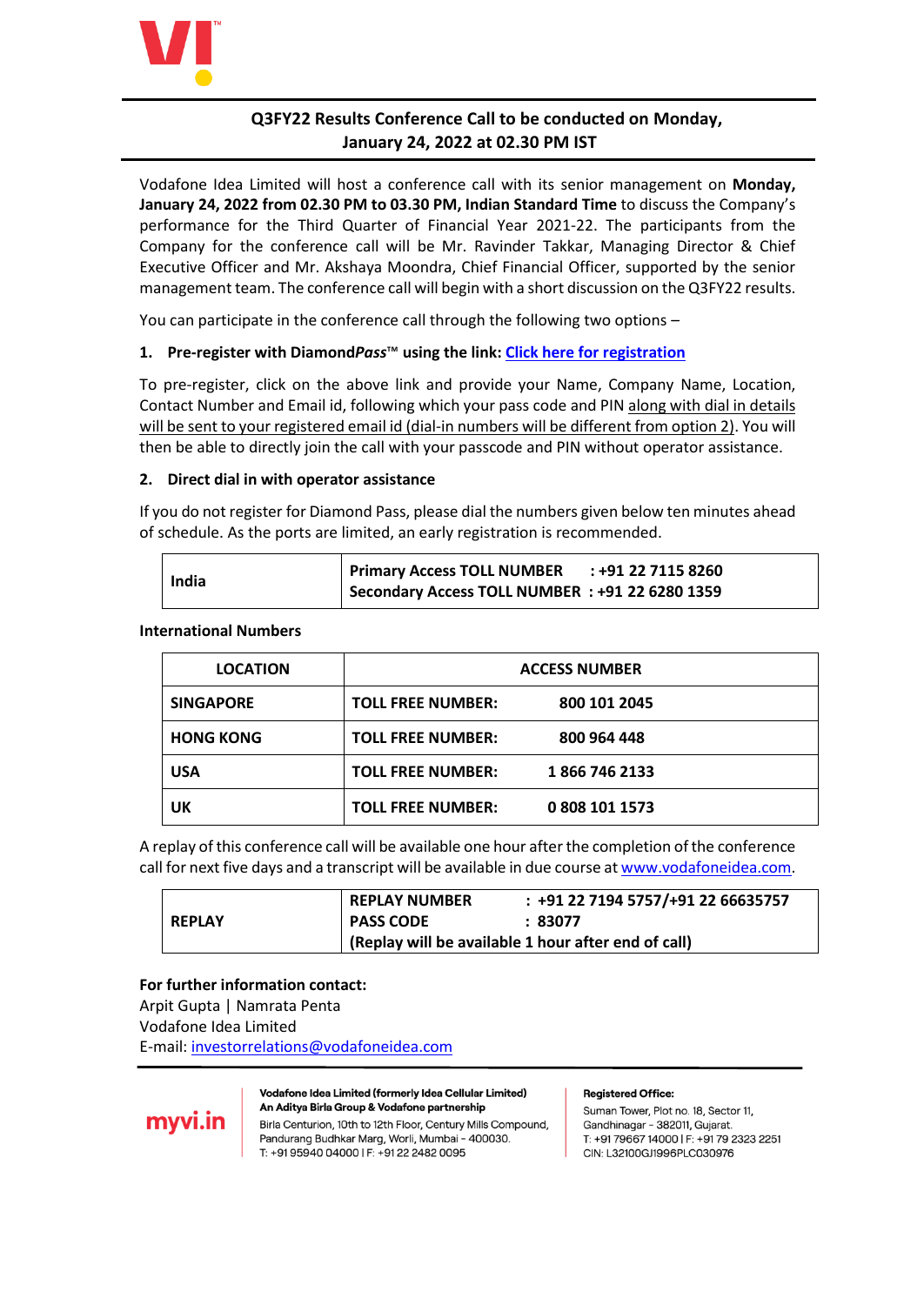## Q3FY22 Results Conference Call to be conducted on Monday, January 24, 2022 at 02.30 PM IST

Vodafone Idea Limited will host a conference call with its senior management on **Monday, January 24, 2022 from 02.30 PM to 03.30 PM, Indian Standard Time** to discuss the Company's performance for the Third Quarter of Financial Year 2021-22. The participants from the Company for the conference call will be Mr. Ravinder Takkar, Managing Director & Chief Executive Officer and Mr. Akshaya Moondra, Chief Financial Officer, supported by the senior management team. The conference call will begin with a short discussion on the Q3FY22 results.

You can participate in the conference call through the following two options –

**1. Pre-register with Diamond*Pass*™ using the link: Click here for registration**

To pre-register, click on the above link and provide your Name, Company Name, Location, Contact Number and Email id, following which your pass code and PIN along with dial in details will be sent to your registered email id (dial-in numbers will be different from option 2). You will then be able to directly join the call with your passcode and PIN without operator assistance.

**2. Direct dial in with operator assistance**

If you do not register for Diamond Pass, please dial the numbers given below ten minutes ahead of schedule. As the ports are limited, an early registration is recommended.

| | |
|---|---|
| **India** | **Primary Access TOLL NUMBER : +91 22 7115 8260**<br>**Secondary Access TOLL NUMBER : +91 22 6280 1359** |

**International Numbers**

| LOCATION | ACCESS NUMBER | |
|---|---|---|
| **SINGAPORE** | **TOLL FREE NUMBER:** | **800 101 2045** |
| **HONG KONG** | **TOLL FREE NUMBER:** | **800 964 448** |
| **USA** | **TOLL FREE NUMBER:** | **1 866 746 2133** |
| **UK** | **TOLL FREE NUMBER:** | **0 808 101 1573** |

A replay of this conference call will be available one hour after the completion of the conference call for next five days and a transcript will be available in due course at www.vodafoneidea.com.

| | |
|---|---|
| **REPLAY** | **REPLAY NUMBER : +91 22 7194 5757/+91 22 66635757**<br>**PASS CODE : 83077**<br>**(Replay will be available 1 hour after end of call)** |

**For further information contact:**
Arpit Gupta | Namrata Penta
Vodafone Idea Limited
E-mail: investorrelations@vodafoneidea.com

myvi.in

**Vodafone Idea Limited (formerly Idea Cellular Limited)**
**An Aditya Birla Group & Vodafone partnership**
Birla Centurion, 10th to 12th Floor, Century Mills Compound, Pandurang Budhkar Marg, Worli, Mumbai - 400030.
T: +91 95940 04000 | F: +91 22 2482 0095

**Registered Office:**
Suman Tower, Plot no. 18, Sector 11, Gandhinagar - 382011, Gujarat.
T: +91 79667 14000 | F: +91 79 2323 2251
CIN: L32100GJ1996PLC030976